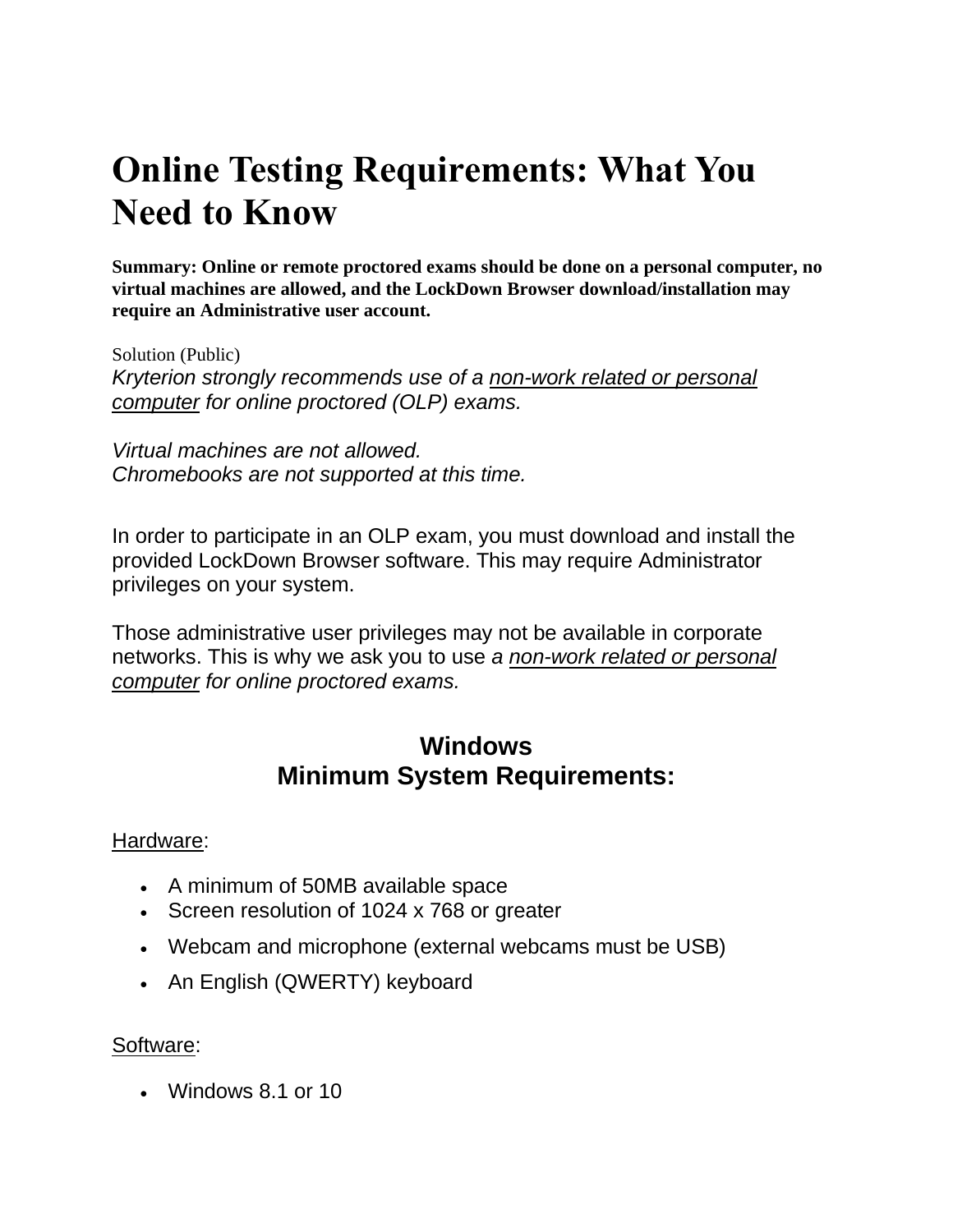# Online Testing Requirements: What You Need to Know

**Summary: Online or remote proctored exams should be done on a personal computer, no virtual machines are allowed, and the LockDown Browser download/installation may require an Administrative user account.**

Solution (Public)

*Kryterion strongly recommends use of a non-work related or personal computer for online proctored (OLP) exams.*

*Virtual machines are not allowed.*
*Chromebooks are not supported at this time.*

In order to participate in an OLP exam, you must download and install the provided LockDown Browser software. This may require Administrator privileges on your system.

Those administrative user privileges may not be available in corporate networks. This is why we ask you to use *a non-work related or personal computer for online proctored exams.*

## Windows
## Minimum System Requirements:

Hardware:

- A minimum of 50MB available space
- Screen resolution of 1024 x 768 or greater
- Webcam and microphone (external webcams must be USB)
- An English (QWERTY) keyboard

Software:

- Windows 8.1 or 10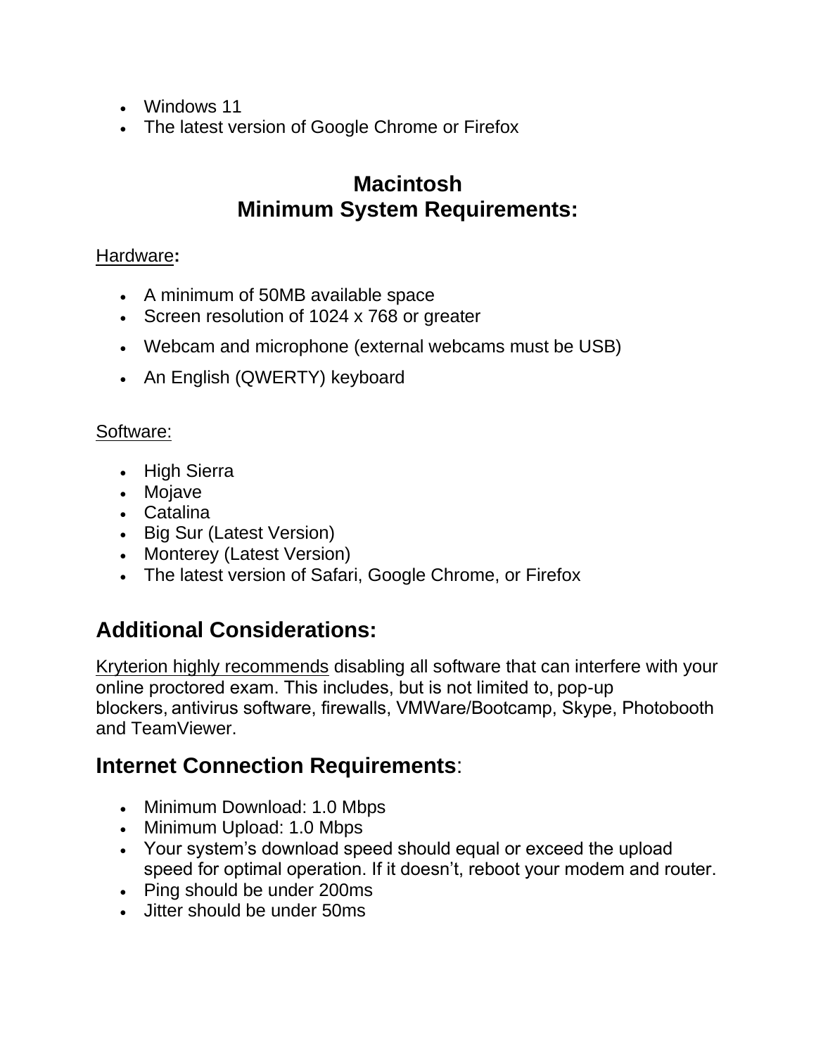- Windows 11
- The latest version of Google Chrome or Firefox

## Macintosh
## Minimum System Requirements:

Hardware**:**

- A minimum of 50MB available space
- Screen resolution of 1024 x 768 or greater
- Webcam and microphone (external webcams must be USB)
- An English (QWERTY) keyboard

Software:

- High Sierra
- Mojave
- Catalina
- Big Sur (Latest Version)
- Monterey (Latest Version)
- The latest version of Safari, Google Chrome, or Firefox

## Additional Considerations:

Kryterion highly recommends disabling all software that can interfere with your online proctored exam. This includes, but is not limited to, pop-up blockers, antivirus software, firewalls, VMWare/Bootcamp, Skype, Photobooth and TeamViewer.

## Internet Connection Requirements:

- Minimum Download: 1.0 Mbps
- Minimum Upload: 1.0 Mbps
- Your system's download speed should equal or exceed the upload speed for optimal operation. If it doesn't, reboot your modem and router.
- Ping should be under 200ms
- Jitter should be under 50ms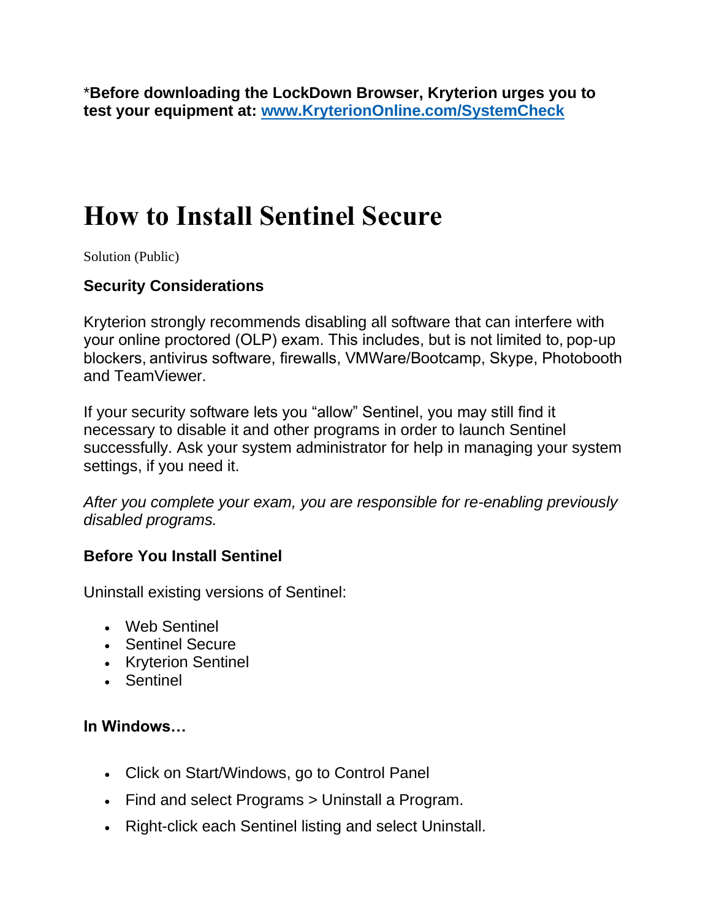*Before downloading the LockDown Browser, Kryterion urges you to test your equipment at: [www.KryterionOnline.com/SystemCheck](www.KryterionOnline.com/SystemCheck)**

# How to Install Sentinel Secure

Solution (Public)

### Security Considerations

Kryterion strongly recommends disabling all software that can interfere with your online proctored (OLP) exam. This includes, but is not limited to, pop-up blockers, antivirus software, firewalls, VMWare/Bootcamp, Skype, Photobooth and TeamViewer.

If your security software lets you "allow" Sentinel, you may still find it necessary to disable it and other programs in order to launch Sentinel successfully. Ask your system administrator for help in managing your system settings, if you need it.

*After you complete your exam, you are responsible for re-enabling previously disabled programs.*

### Before You Install Sentinel

Uninstall existing versions of Sentinel:

- Web Sentinel
- Sentinel Secure
- Kryterion Sentinel
- Sentinel

### In Windows…

- Click on Start/Windows, go to Control Panel
- Find and select Programs > Uninstall a Program.
- Right-click each Sentinel listing and select Uninstall.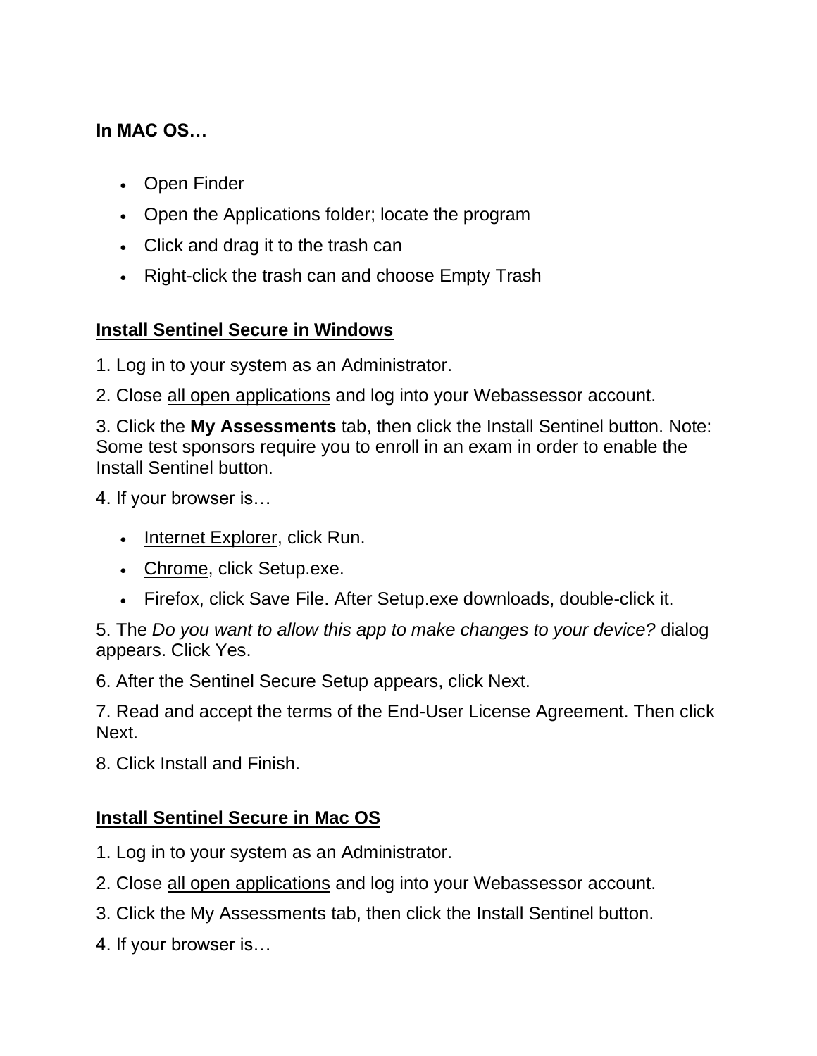**In MAC OS…**

- Open Finder
- Open the Applications folder; locate the program
- Click and drag it to the trash can
- Right-click the trash can and choose Empty Trash

## Install Sentinel Secure in Windows

1. Log in to your system as an Administrator.

2. Close all open applications and log into your Webassessor account.

3. Click the **My Assessments** tab, then click the Install Sentinel button. Note: Some test sponsors require you to enroll in an exam in order to enable the Install Sentinel button.

4. If your browser is…

   - Internet Explorer, click Run.
   - Chrome, click Setup.exe.
   - Firefox, click Save File. After Setup.exe downloads, double-click it.

5. The *Do you want to allow this app to make changes to your device?* dialog appears. Click Yes.

6. After the Sentinel Secure Setup appears, click Next.

7. Read and accept the terms of the End-User License Agreement. Then click Next.

8. Click Install and Finish.

## Install Sentinel Secure in Mac OS

1. Log in to your system as an Administrator.

2. Close all open applications and log into your Webassessor account.

3. Click the My Assessments tab, then click the Install Sentinel button.

4. If your browser is…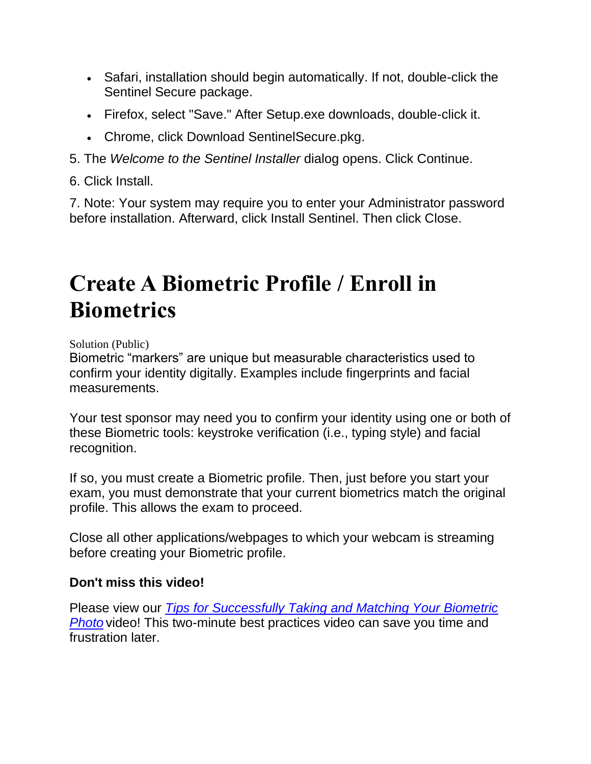- Safari, installation should begin automatically. If not, double-click the Sentinel Secure package.
- Firefox, select "Save." After Setup.exe downloads, double-click it.
- Chrome, click Download SentinelSecure.pkg.

5. The *Welcome to the Sentinel Installer* dialog opens. Click Continue.

6. Click Install.

7. Note: Your system may require you to enter your Administrator password before installation. Afterward, click Install Sentinel. Then click Close.

# Create A Biometric Profile / Enroll in Biometrics

Solution (Public)

Biometric “markers” are unique but measurable characteristics used to confirm your identity digitally. Examples include fingerprints and facial measurements.

Your test sponsor may need you to confirm your identity using one or both of these Biometric tools: keystroke verification (i.e., typing style) and facial recognition.

If so, you must create a Biometric profile. Then, just before you start your exam, you must demonstrate that your current biometrics match the original profile. This allows the exam to proceed.

Close all other applications/webpages to which your webcam is streaming before creating your Biometric profile.

**Don't miss this video!**

Please view our *Tips for Successfully Taking and Matching Your Biometric Photo* video! This two-minute best practices video can save you time and frustration later.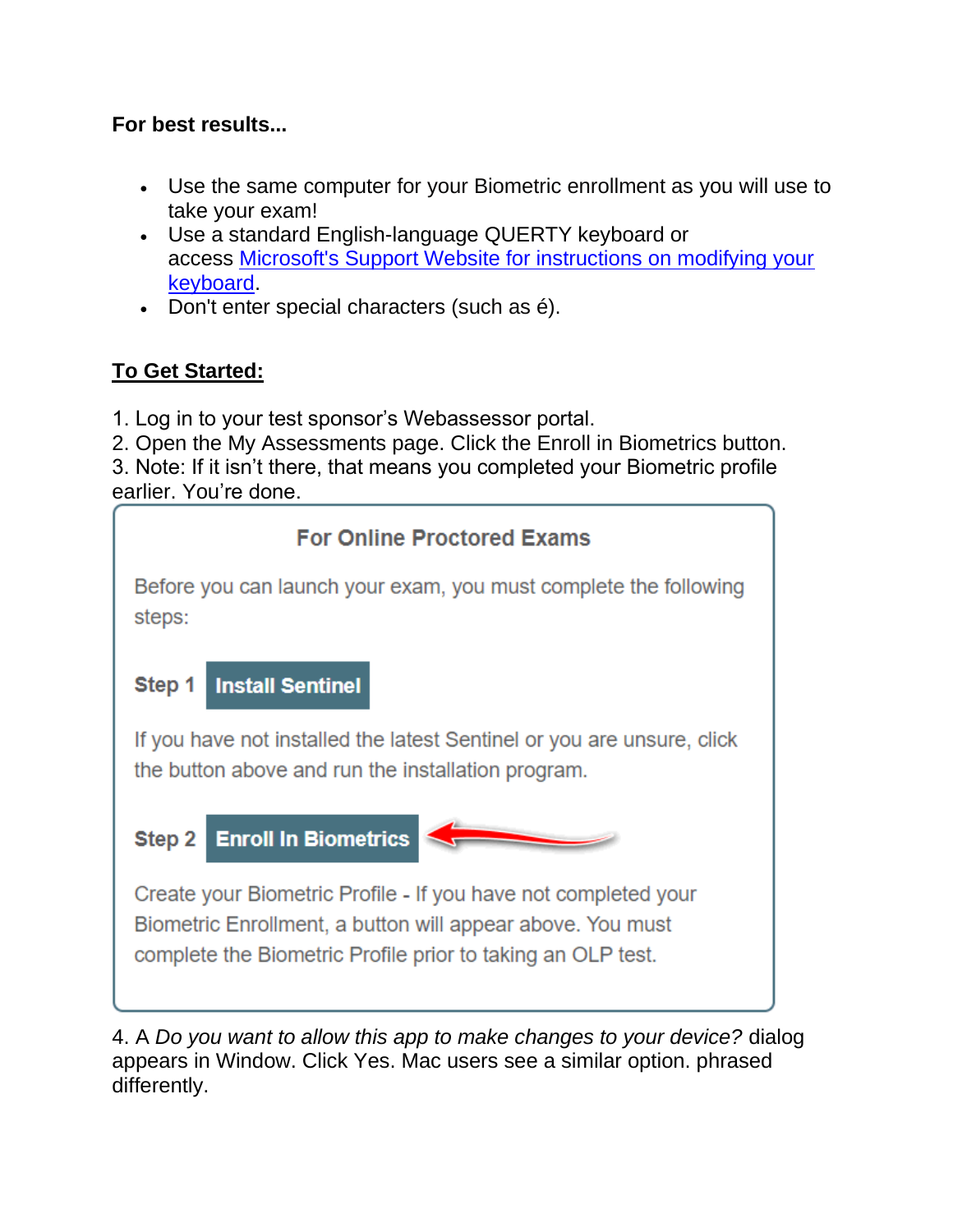**For best results...**

- Use the same computer for your Biometric enrollment as you will use to take your exam!
- Use a standard English-language QUERTY keyboard or access [Microsoft's Support Website for instructions on modifying your keyboard](#).
- Don't enter special characters (such as é).

**To Get Started:**

1. Log in to your test sponsor's Webassessor portal.
2. Open the My Assessments page. Click the Enroll in Biometrics button.
3. Note: If it isn't there, that means you completed your Biometric profile earlier. You're done.

**For Online Proctored Exams**

Before you can launch your exam, you must complete the following steps:

**Step 1** **Install Sentinel**

If you have not installed the latest Sentinel or you are unsure, click the button above and run the installation program.

**Step 2** **Enroll In Biometrics**

Create your Biometric Profile - If you have not completed your Biometric Enrollment, a button will appear above. You must complete the Biometric Profile prior to taking an OLP test.

4. A *Do you want to allow this app to make changes to your device?* dialog appears in Window. Click Yes. Mac users see a similar option. phrased differently.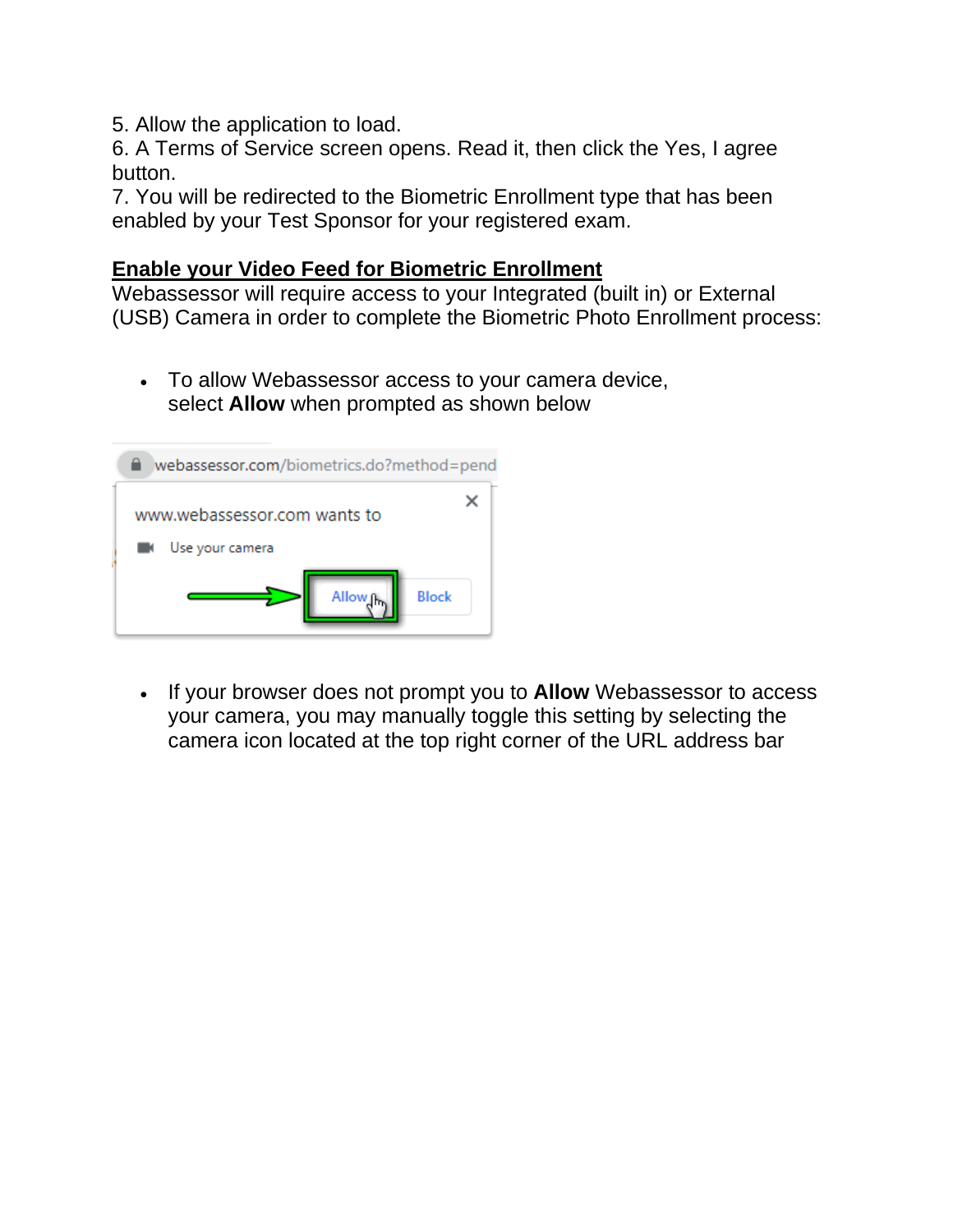5. Allow the application to load.
6. A Terms of Service screen opens. Read it, then click the Yes, I agree button.
7. You will be redirected to the Biometric Enrollment type that has been enabled by your Test Sponsor for your registered exam.

## Enable your Video Feed for Biometric Enrollment

Webassessor will require access to your Integrated (built in) or External (USB) Camera in order to complete the Biometric Photo Enrollment process:

- To allow Webassessor access to your camera device, select **Allow** when prompted as shown below

- If your browser does not prompt you to **Allow** Webassessor to access your camera, you may manually toggle this setting by selecting the camera icon located at the top right corner of the URL address bar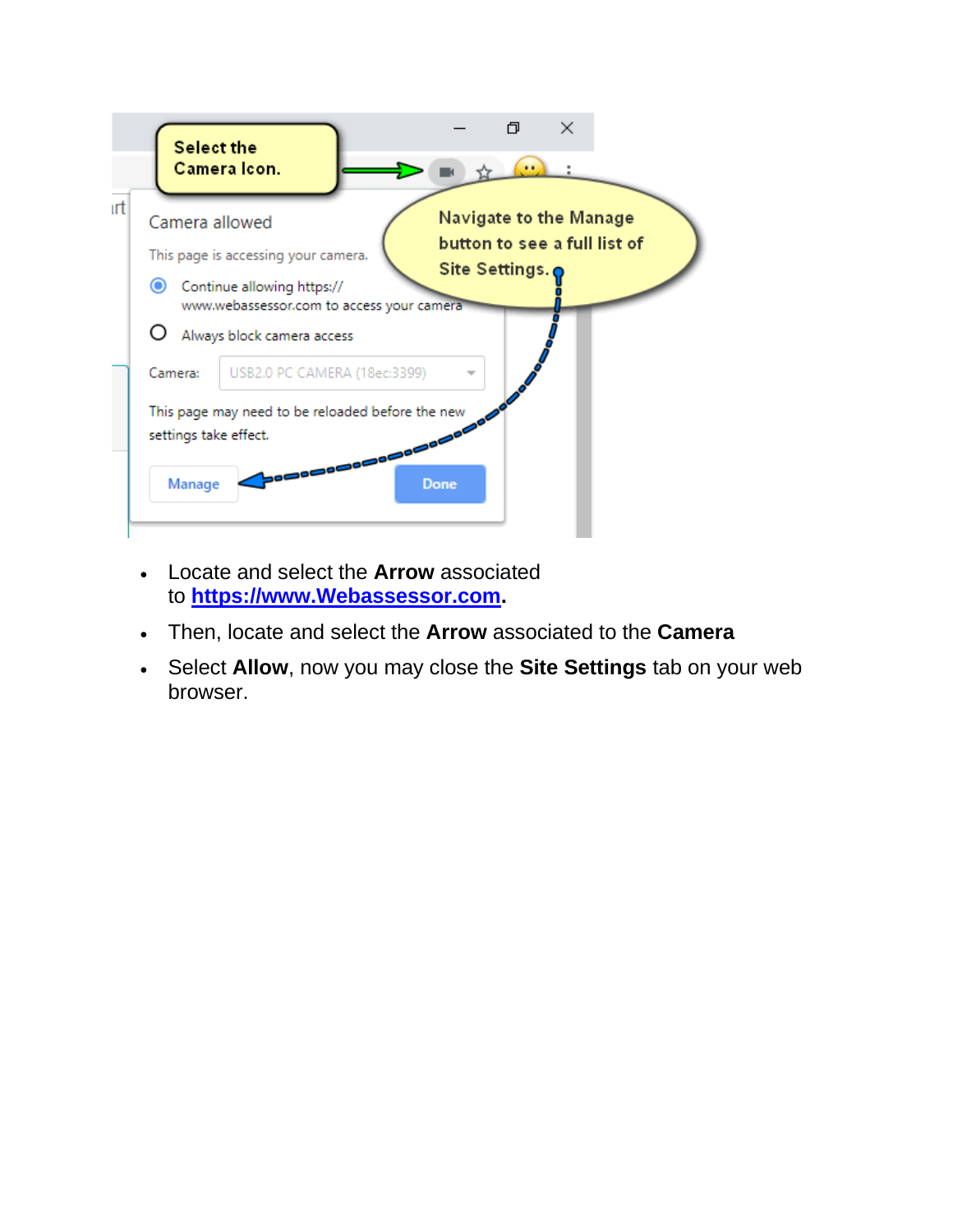- Locate and select the **Arrow** associated to **[https://www.Webassessor.com](https://www.Webassessor.com)**.
- Then, locate and select the **Arrow** associated to the **Camera**
- Select **Allow**, now you may close the **Site Settings** tab on your web browser.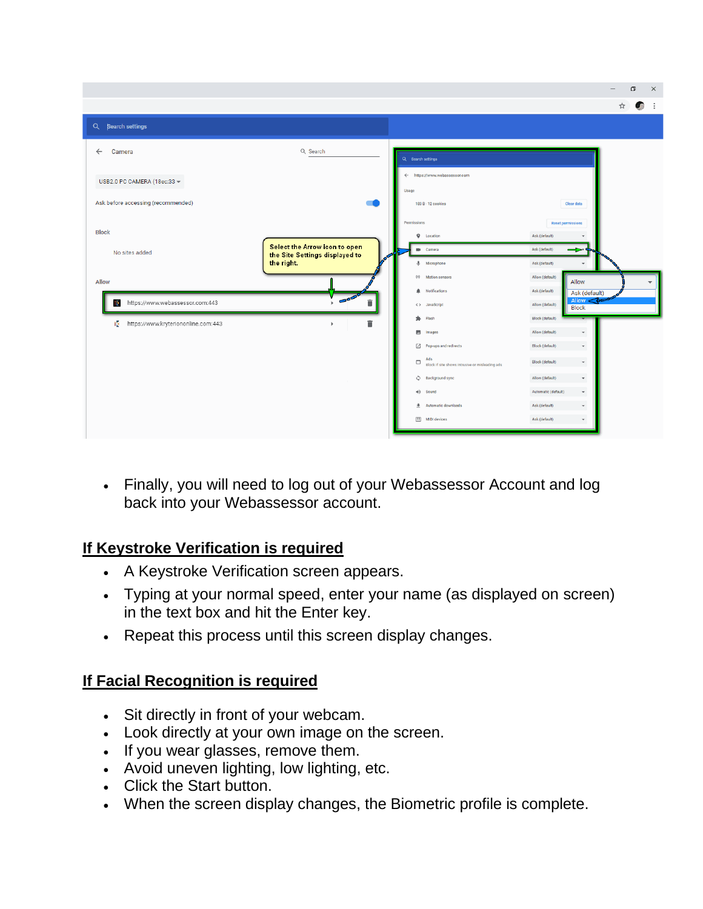- Finally, you will need to log out of your Webassessor Account and log back into your Webassessor account.

## If Keystroke Verification is required

- A Keystroke Verification screen appears.
- Typing at your normal speed, enter your name (as displayed on screen) in the text box and hit the Enter key.
- Repeat this process until this screen display changes.

## If Facial Recognition is required

- Sit directly in front of your webcam.
- Look directly at your own image on the screen.
- If you wear glasses, remove them.
- Avoid uneven lighting, low lighting, etc.
- Click the Start button.
- When the screen display changes, the Biometric profile is complete.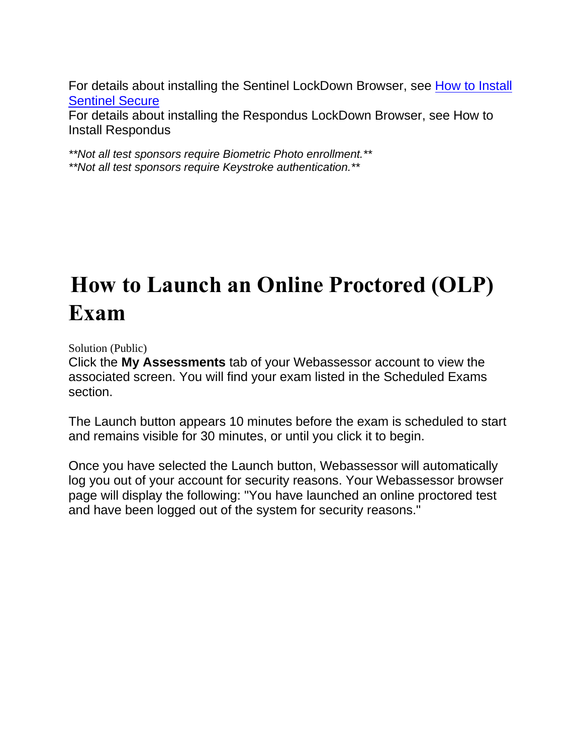For details about installing the Sentinel LockDown Browser, see [How to Install Sentinel Secure]()
For details about installing the Respondus LockDown Browser, see How to Install Respondus

*\*\*Not all test sponsors require Biometric Photo enrollment.\*\**
*\*\*Not all test sponsors require Keystroke authentication.\*\**

# How to Launch an Online Proctored (OLP) Exam

Solution (Public)

Click the **My Assessments** tab of your Webassessor account to view the associated screen. You will find your exam listed in the Scheduled Exams section.

The Launch button appears 10 minutes before the exam is scheduled to start and remains visible for 30 minutes, or until you click it to begin.

Once you have selected the Launch button, Webassessor will automatically log you out of your account for security reasons. Your Webassessor browser page will display the following: "You have launched an online proctored test and have been logged out of the system for security reasons."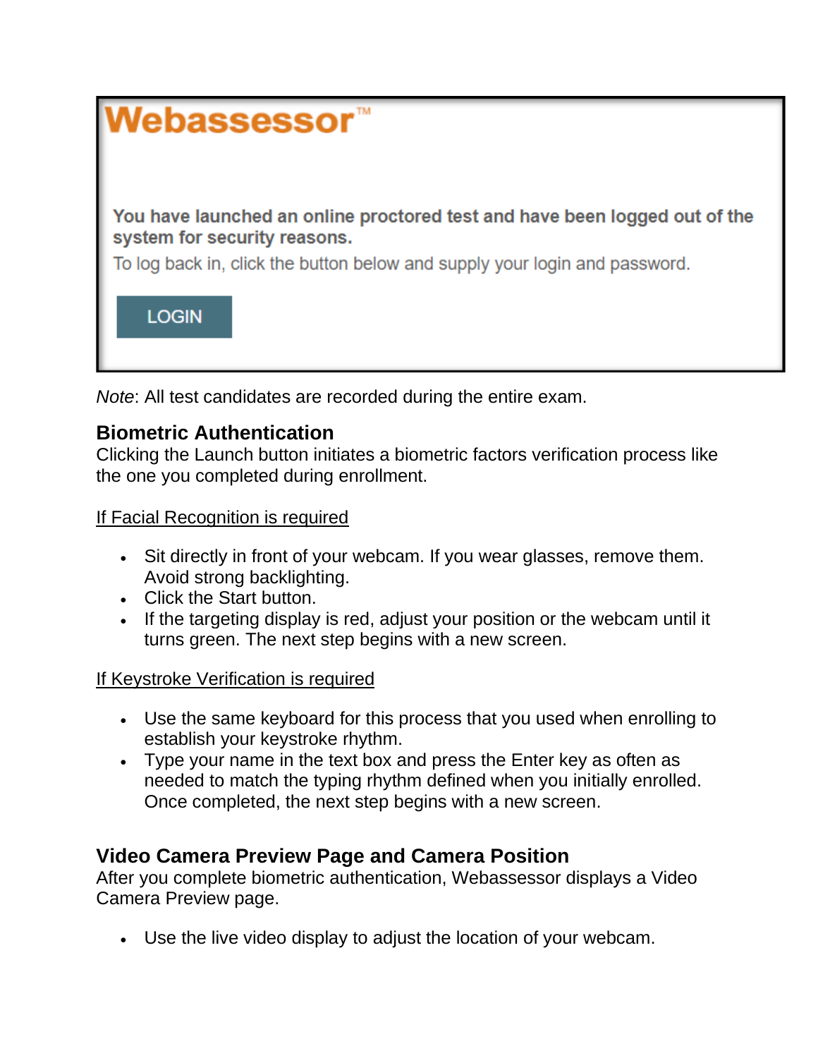Webassessor™

**You have launched an online proctored test and have been logged out of the system for security reasons.**

To log back in, click the button below and supply your login and password.

LOGIN

*Note*: All test candidates are recorded during the entire exam.

### Biometric Authentication

Clicking the Launch button initiates a biometric factors verification process like the one you completed during enrollment.

<u>If Facial Recognition is required</u>

- Sit directly in front of your webcam. If you wear glasses, remove them. Avoid strong backlighting.
- Click the Start button.
- If the targeting display is red, adjust your position or the webcam until it turns green. The next step begins with a new screen.

<u>If Keystroke Verification is required</u>

- Use the same keyboard for this process that you used when enrolling to establish your keystroke rhythm.
- Type your name in the text box and press the Enter key as often as needed to match the typing rhythm defined when you initially enrolled. Once completed, the next step begins with a new screen.

### Video Camera Preview Page and Camera Position

After you complete biometric authentication, Webassessor displays a Video Camera Preview page.

- Use the live video display to adjust the location of your webcam.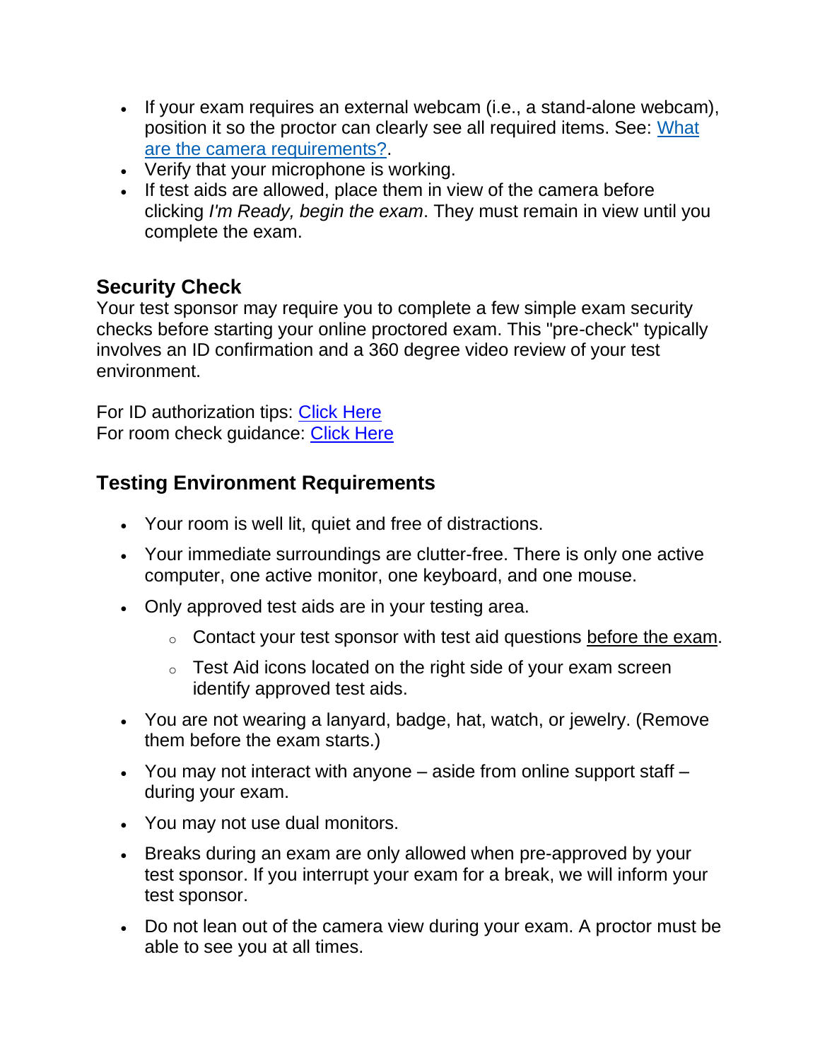- If your exam requires an external webcam (i.e., a stand-alone webcam), position it so the proctor can clearly see all required items. See: [What are the camera requirements?](#).
- Verify that your microphone is working.
- If test aids are allowed, place them in view of the camera before clicking *I'm Ready, begin the exam*. They must remain in view until you complete the exam.

### Security Check

Your test sponsor may require you to complete a few simple exam security checks before starting your online proctored exam. This "pre-check" typically involves an ID confirmation and a 360 degree video review of your test environment.

For ID authorization tips: [Click Here](#)
For room check guidance: [Click Here](#)

### Testing Environment Requirements

- Your room is well lit, quiet and free of distractions.
- Your immediate surroundings are clutter-free. There is only one active computer, one active monitor, one keyboard, and one mouse.
- Only approved test aids are in your testing area.
  - Contact your test sponsor with test aid questions before the exam.
  - Test Aid icons located on the right side of your exam screen identify approved test aids.
- You are not wearing a lanyard, badge, hat, watch, or jewelry. (Remove them before the exam starts.)
- You may not interact with anyone – aside from online support staff – during your exam.
- You may not use dual monitors.
- Breaks during an exam are only allowed when pre-approved by your test sponsor. If you interrupt your exam for a break, we will inform your test sponsor.
- Do not lean out of the camera view during your exam. A proctor must be able to see you at all times.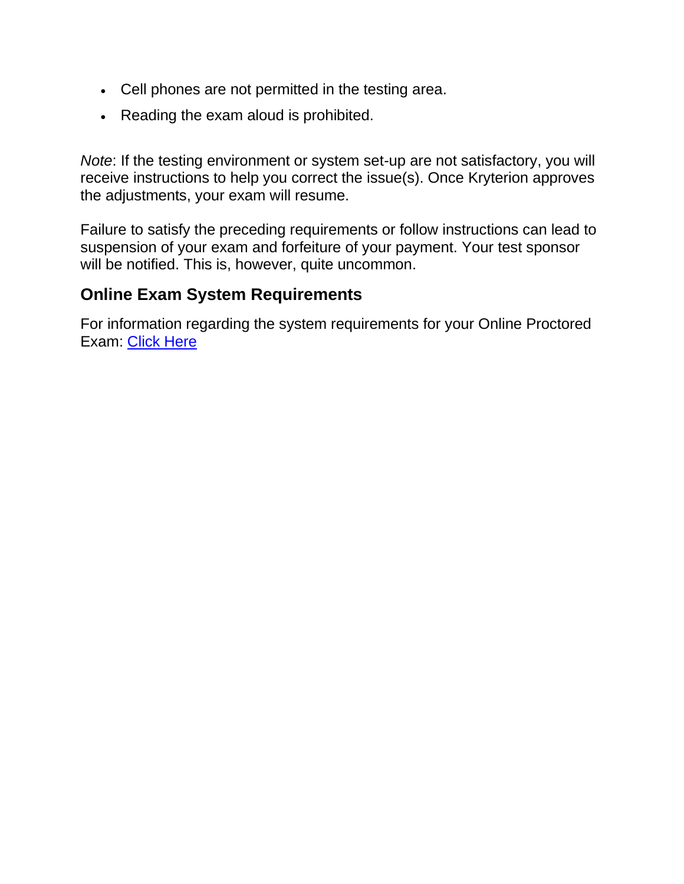- Cell phones are not permitted in the testing area.
- Reading the exam aloud is prohibited.

*Note*: If the testing environment or system set-up are not satisfactory, you will receive instructions to help you correct the issue(s). Once Kryterion approves the adjustments, your exam will resume.

Failure to satisfy the preceding requirements or follow instructions can lead to suspension of your exam and forfeiture of your payment. Your test sponsor will be notified. This is, however, quite uncommon.

## Online Exam System Requirements

For information regarding the system requirements for your Online Proctored Exam: Click Here